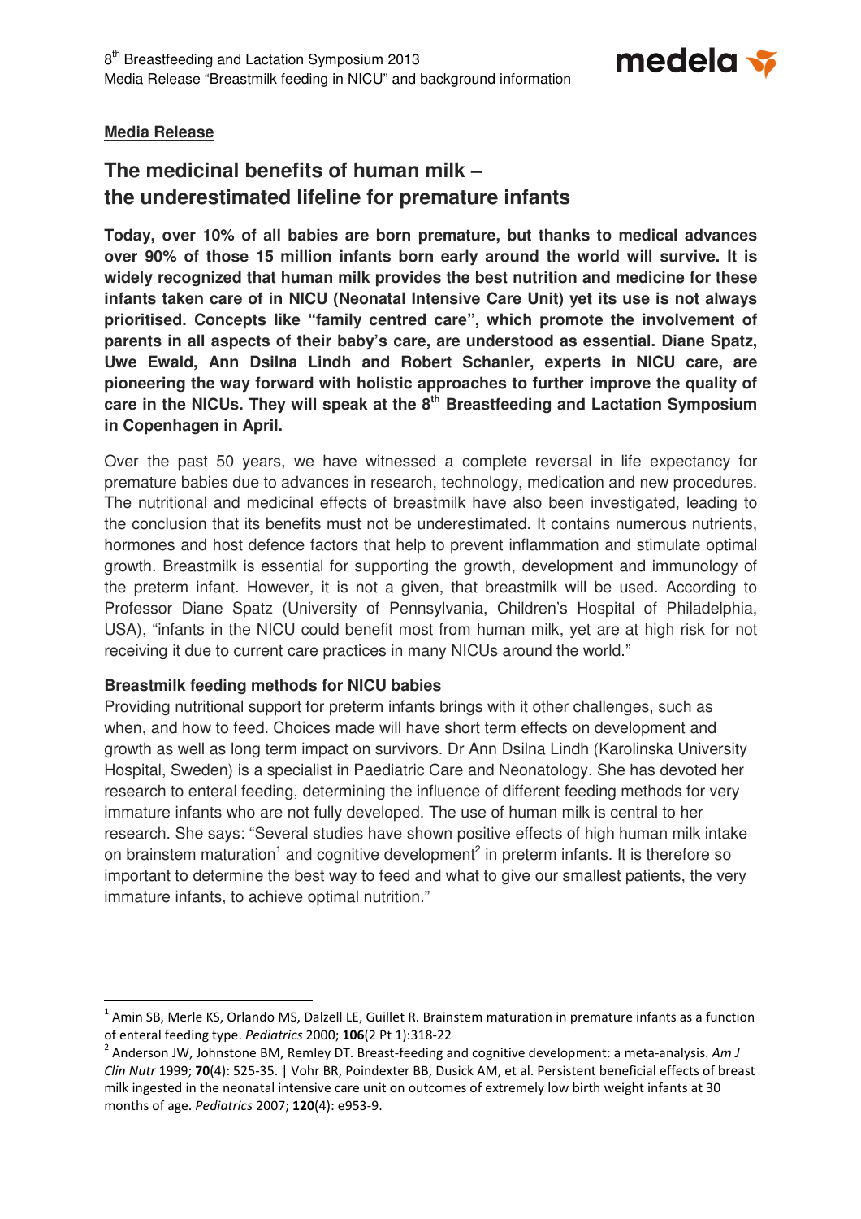**Media Release**

## The medicinal benefits of human milk – the underestimated lifeline for premature infants

**Today, over 10% of all babies are born premature, but thanks to medical advances over 90% of those 15 million infants born early around the world will survive. It is widely recognized that human milk provides the best nutrition and medicine for these infants taken care of in NICU (Neonatal Intensive Care Unit) yet its use is not always prioritised. Concepts like "family centred care", which promote the involvement of parents in all aspects of their baby's care, are understood as essential. Diane Spatz, Uwe Ewald, Ann Dsilna Lindh and Robert Schanler, experts in NICU care, are pioneering the way forward with holistic approaches to further improve the quality of care in the NICUs. They will speak at the 8th Breastfeeding and Lactation Symposium in Copenhagen in April.**

Over the past 50 years, we have witnessed a complete reversal in life expectancy for premature babies due to advances in research, technology, medication and new procedures. The nutritional and medicinal effects of breastmilk have also been investigated, leading to the conclusion that its benefits must not be underestimated. It contains numerous nutrients, hormones and host defence factors that help to prevent inflammation and stimulate optimal growth. Breastmilk is essential for supporting the growth, development and immunology of the preterm infant. However, it is not a given, that breastmilk will be used. According to Professor Diane Spatz (University of Pennsylvania, Children's Hospital of Philadelphia, USA), "infants in the NICU could benefit most from human milk, yet are at high risk for not receiving it due to current care practices in many NICUs around the world."

### Breastmilk feeding methods for NICU babies

Providing nutritional support for preterm infants brings with it other challenges, such as when, and how to feed. Choices made will have short term effects on development and growth as well as long term impact on survivors. Dr Ann Dsilna Lindh (Karolinska University Hospital, Sweden) is a specialist in Paediatric Care and Neonatology. She has devoted her research to enteral feeding, determining the influence of different feeding methods for very immature infants who are not fully developed. The use of human milk is central to her research. She says: "Several studies have shown positive effects of high human milk intake on brainstem maturation[1] and cognitive development[2] in preterm infants. It is therefore so important to determine the best way to feed and what to give our smallest patients, the very immature infants, to achieve optimal nutrition."

---

[1] Amin SB, Merle KS, Orlando MS, Dalzell LE, Guillet R. Brainstem maturation in premature infants as a function of enteral feeding type. *Pediatrics* 2000; **106**(2 Pt 1):318-22

[2] Anderson JW, Johnstone BM, Remley DT. Breast-feeding and cognitive development: a meta-analysis. *Am J Clin Nutr* 1999; **70**(4): 525-35. | Vohr BR, Poindexter BB, Dusick AM, et al. Persistent beneficial effects of breast milk ingested in the neonatal intensive care unit on outcomes of extremely low birth weight infants at 30 months of age. *Pediatrics* 2007; **120**(4): e953-9.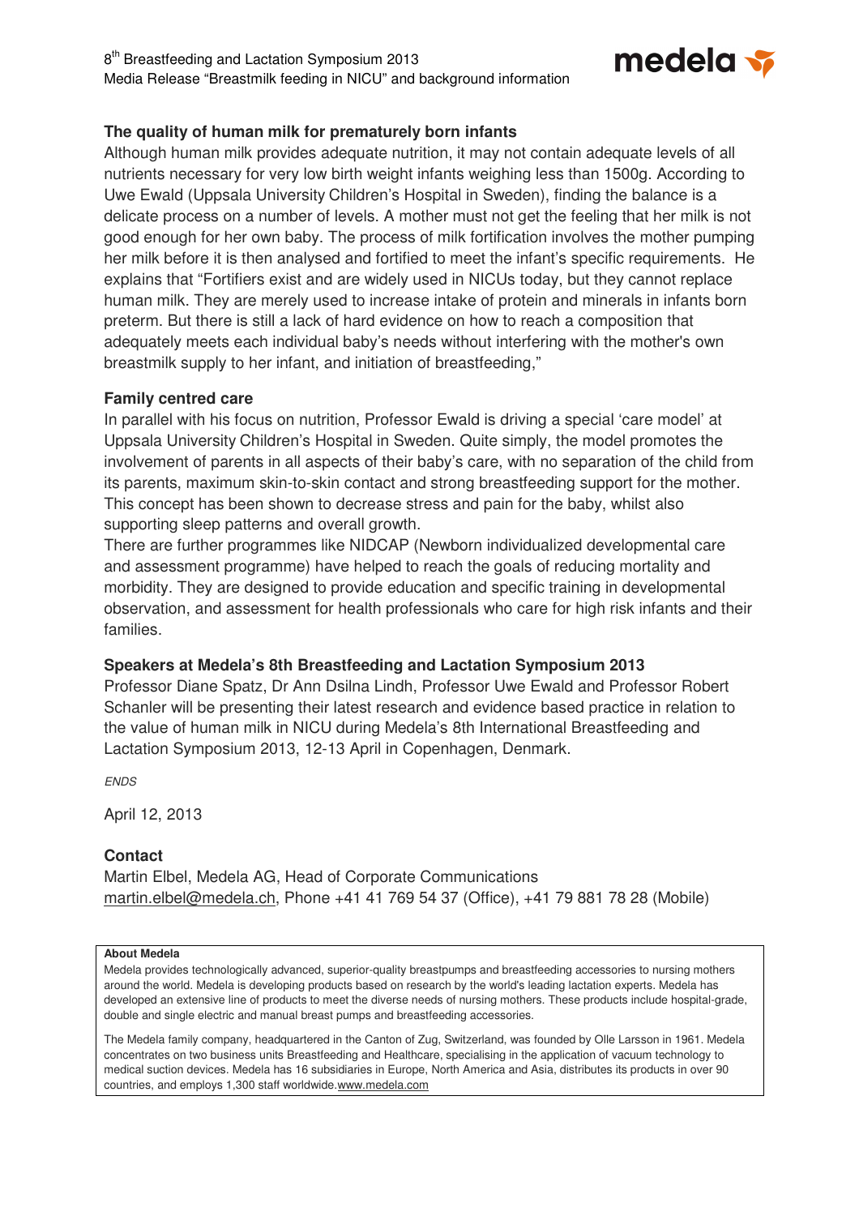### The quality of human milk for prematurely born infants

Although human milk provides adequate nutrition, it may not contain adequate levels of all nutrients necessary for very low birth weight infants weighing less than 1500g. According to Uwe Ewald (Uppsala University Children's Hospital in Sweden), finding the balance is a delicate process on a number of levels. A mother must not get the feeling that her milk is not good enough for her own baby. The process of milk fortification involves the mother pumping her milk before it is then analysed and fortified to meet the infant's specific requirements. He explains that "Fortifiers exist and are widely used in NICUs today, but they cannot replace human milk. They are merely used to increase intake of protein and minerals in infants born preterm. But there is still a lack of hard evidence on how to reach a composition that adequately meets each individual baby's needs without interfering with the mother's own breastmilk supply to her infant, and initiation of breastfeeding,"

### Family centred care

In parallel with his focus on nutrition, Professor Ewald is driving a special 'care model' at Uppsala University Children's Hospital in Sweden. Quite simply, the model promotes the involvement of parents in all aspects of their baby's care, with no separation of the child from its parents, maximum skin-to-skin contact and strong breastfeeding support for the mother. This concept has been shown to decrease stress and pain for the baby, whilst also supporting sleep patterns and overall growth.

There are further programmes like NIDCAP (Newborn individualized developmental care and assessment programme) have helped to reach the goals of reducing mortality and morbidity. They are designed to provide education and specific training in developmental observation, and assessment for health professionals who care for high risk infants and their families.

### Speakers at Medela's 8th Breastfeeding and Lactation Symposium 2013

Professor Diane Spatz, Dr Ann Dsilna Lindh, Professor Uwe Ewald and Professor Robert Schanler will be presenting their latest research and evidence based practice in relation to the value of human milk in NICU during Medela's 8th International Breastfeeding and Lactation Symposium 2013, 12-13 April in Copenhagen, Denmark.

*ENDS*

April 12, 2013

### Contact

Martin Elbel, Medela AG, Head of Corporate Communications
martin.elbel@medela.ch, Phone +41 41 769 54 37 (Office), +41 79 881 78 28 (Mobile)

**About Medela**

Medela provides technologically advanced, superior-quality breastpumps and breastfeeding accessories to nursing mothers around the world. Medela is developing products based on research by the world's leading lactation experts. Medela has developed an extensive line of products to meet the diverse needs of nursing mothers. These products include hospital-grade, double and single electric and manual breast pumps and breastfeeding accessories.

The Medela family company, headquartered in the Canton of Zug, Switzerland, was founded by Olle Larsson in 1961. Medela concentrates on two business units Breastfeeding and Healthcare, specialising in the application of vacuum technology to medical suction devices. Medela has 16 subsidiaries in Europe, North America and Asia, distributes its products in over 90 countries, and employs 1,300 staff worldwide. www.medela.com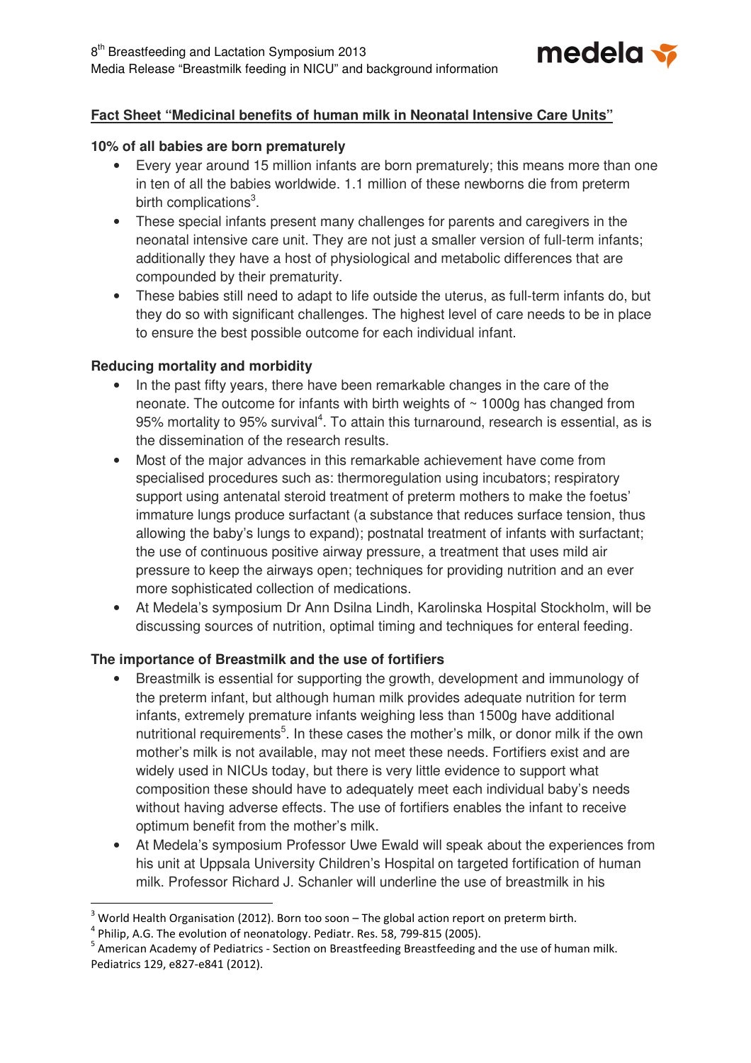## Fact Sheet "Medicinal benefits of human milk in Neonatal Intensive Care Units"

**10% of all babies are born prematurely**

- Every year around 15 million infants are born prematurely; this means more than one in ten of all the babies worldwide. 1.1 million of these newborns die from preterm birth complications[3].
- These special infants present many challenges for parents and caregivers in the neonatal intensive care unit. They are not just a smaller version of full-term infants; additionally they have a host of physiological and metabolic differences that are compounded by their prematurity.
- These babies still need to adapt to life outside the uterus, as full-term infants do, but they do so with significant challenges. The highest level of care needs to be in place to ensure the best possible outcome for each individual infant.

**Reducing mortality and morbidity**

- In the past fifty years, there have been remarkable changes in the care of the neonate. The outcome for infants with birth weights of ~ 1000g has changed from 95% mortality to 95% survival[4]. To attain this turnaround, research is essential, as is the dissemination of the research results.
- Most of the major advances in this remarkable achievement have come from specialised procedures such as: thermoregulation using incubators; respiratory support using antenatal steroid treatment of preterm mothers to make the foetus' immature lungs produce surfactant (a substance that reduces surface tension, thus allowing the baby's lungs to expand); postnatal treatment of infants with surfactant; the use of continuous positive airway pressure, a treatment that uses mild air pressure to keep the airways open; techniques for providing nutrition and an ever more sophisticated collection of medications.
- At Medela's symposium Dr Ann Dsilna Lindh, Karolinska Hospital Stockholm, will be discussing sources of nutrition, optimal timing and techniques for enteral feeding.

**The importance of Breastmilk and the use of fortifiers**

- Breastmilk is essential for supporting the growth, development and immunology of the preterm infant, but although human milk provides adequate nutrition for term infants, extremely premature infants weighing less than 1500g have additional nutritional requirements[5]. In these cases the mother's milk, or donor milk if the own mother's milk is not available, may not meet these needs. Fortifiers exist and are widely used in NICUs today, but there is very little evidence to support what composition these should have to adequately meet each individual baby's needs without having adverse effects. The use of fortifiers enables the infant to receive optimum benefit from the mother's milk.
- At Medela's symposium Professor Uwe Ewald will speak about the experiences from his unit at Uppsala University Children's Hospital on targeted fortification of human milk. Professor Richard J. Schanler will underline the use of breastmilk in his

---

[3] World Health Organisation (2012). Born too soon – The global action report on preterm birth.

[4] Philip, A.G. The evolution of neonatology. Pediatr. Res. 58, 799-815 (2005).

[5] American Academy of Pediatrics - Section on Breastfeeding Breastfeeding and the use of human milk. Pediatrics 129, e827-e841 (2012).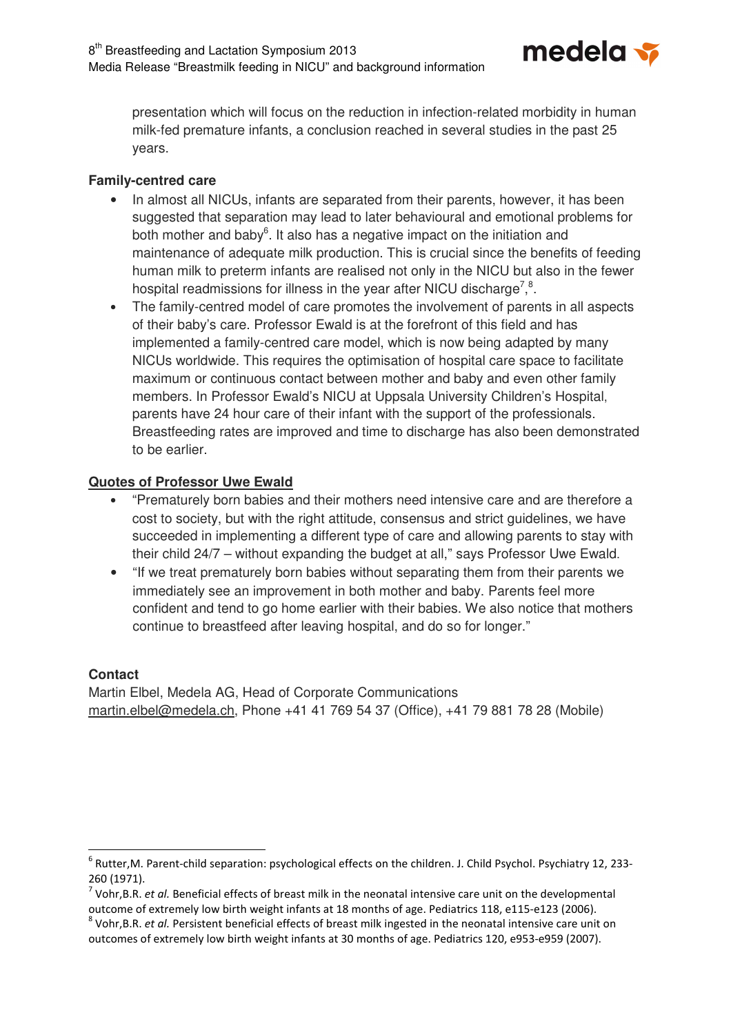presentation which will focus on the reduction in infection-related morbidity in human milk-fed premature infants, a conclusion reached in several studies in the past 25 years.

**Family-centred care**

- In almost all NICUs, infants are separated from their parents, however, it has been suggested that separation may lead to later behavioural and emotional problems for both mother and baby[6]. It also has a negative impact on the initiation and maintenance of adequate milk production. This is crucial since the benefits of feeding human milk to preterm infants are realised not only in the NICU but also in the fewer hospital readmissions for illness in the year after NICU discharge[7],[8].
- The family-centred model of care promotes the involvement of parents in all aspects of their baby's care. Professor Ewald is at the forefront of this field and has implemented a family-centred care model, which is now being adapted by many NICUs worldwide. This requires the optimisation of hospital care space to facilitate maximum or continuous contact between mother and baby and even other family members. In Professor Ewald's NICU at Uppsala University Children's Hospital, parents have 24 hour care of their infant with the support of the professionals. Breastfeeding rates are improved and time to discharge has also been demonstrated to be earlier.

**Quotes of Professor Uwe Ewald**

- "Prematurely born babies and their mothers need intensive care and are therefore a cost to society, but with the right attitude, consensus and strict guidelines, we have succeeded in implementing a different type of care and allowing parents to stay with their child 24/7 – without expanding the budget at all," says Professor Uwe Ewald.
- "If we treat prematurely born babies without separating them from their parents we immediately see an improvement in both mother and baby. Parents feel more confident and tend to go home earlier with their babies. We also notice that mothers continue to breastfeed after leaving hospital, and do so for longer."

**Contact**

Martin Elbel, Medela AG, Head of Corporate Communications
martin.elbel@medela.ch, Phone +41 41 769 54 37 (Office), +41 79 881 78 28 (Mobile)

---

[6] Rutter,M. Parent-child separation: psychological effects on the children. J. Child Psychol. Psychiatry 12, 233-260 (1971).

[7] Vohr,B.R. *et al.* Beneficial effects of breast milk in the neonatal intensive care unit on the developmental outcome of extremely low birth weight infants at 18 months of age. Pediatrics 118, e115-e123 (2006).

[8] Vohr,B.R. *et al.* Persistent beneficial effects of breast milk ingested in the neonatal intensive care unit on outcomes of extremely low birth weight infants at 30 months of age. Pediatrics 120, e953-e959 (2007).